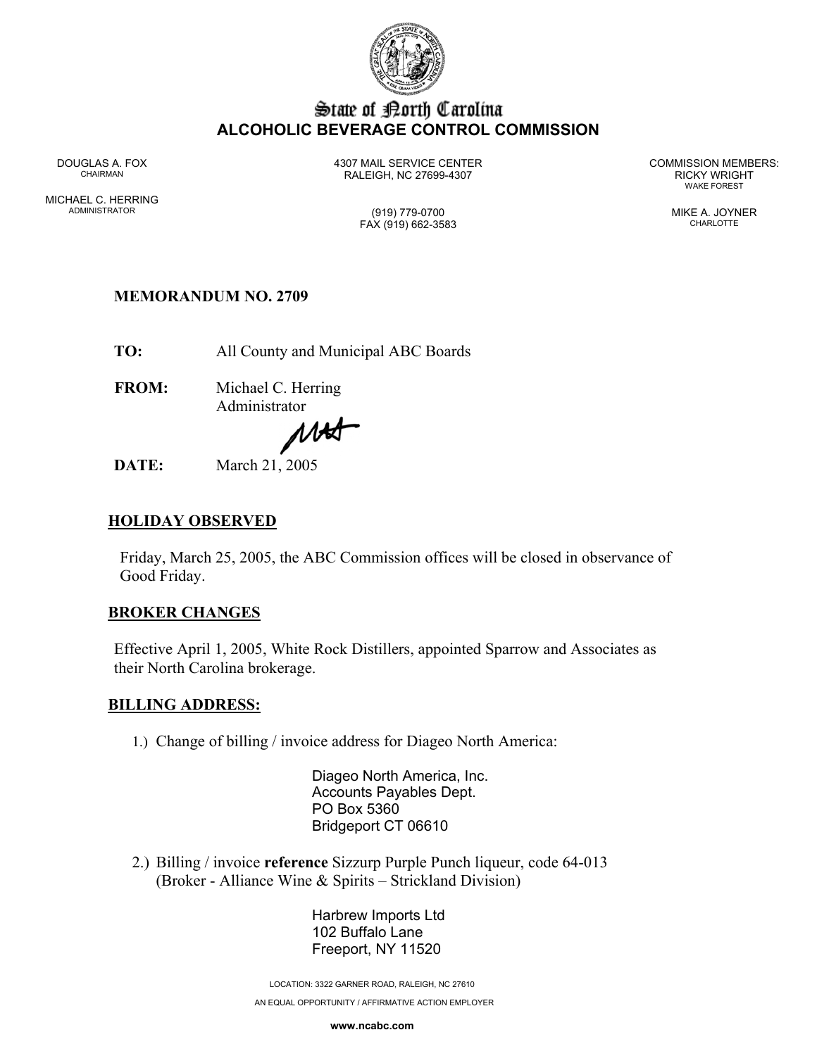# State of North Carolina
## ALCOHOLIC BEVERAGE CONTROL COMMISSION

DOUGLAS A. FOX
CHAIRMAN

MICHAEL C. HERRING
ADMINISTRATOR

4307 MAIL SERVICE CENTER
RALEIGH, NC 27699-4307

(919) 779-0700
FAX (919) 662-3583

COMMISSION MEMBERS:
RICKY WRIGHT
WAKE FOREST

MIKE A. JOYNER
CHARLOTTE

**MEMORANDUM NO. 2709**

**TO:** All County and Municipal ABC Boards

**FROM:** Michael C. Herring
Administrator

**DATE:** March 21, 2005

## HOLIDAY OBSERVED

Friday, March 25, 2005, the ABC Commission offices will be closed in observance of Good Friday.

## BROKER CHANGES

Effective April 1, 2005, White Rock Distillers, appointed Sparrow and Associates as their North Carolina brokerage.

## BILLING ADDRESS:

1.) Change of billing / invoice address for Diageo North America:

Diageo North America, Inc.
Accounts Payables Dept.
PO Box 5360
Bridgeport CT 06610

2.) Billing / invoice **reference** Sizzurp Purple Punch liqueur, code 64-013
(Broker - Alliance Wine & Spirits – Strickland Division)

Harbrew Imports Ltd
102 Buffalo Lane
Freeport, NY 11520

LOCATION: 3322 GARNER ROAD, RALEIGH, NC 27610

AN EQUAL OPPORTUNITY / AFFIRMATIVE ACTION EMPLOYER

**www.ncabc.com**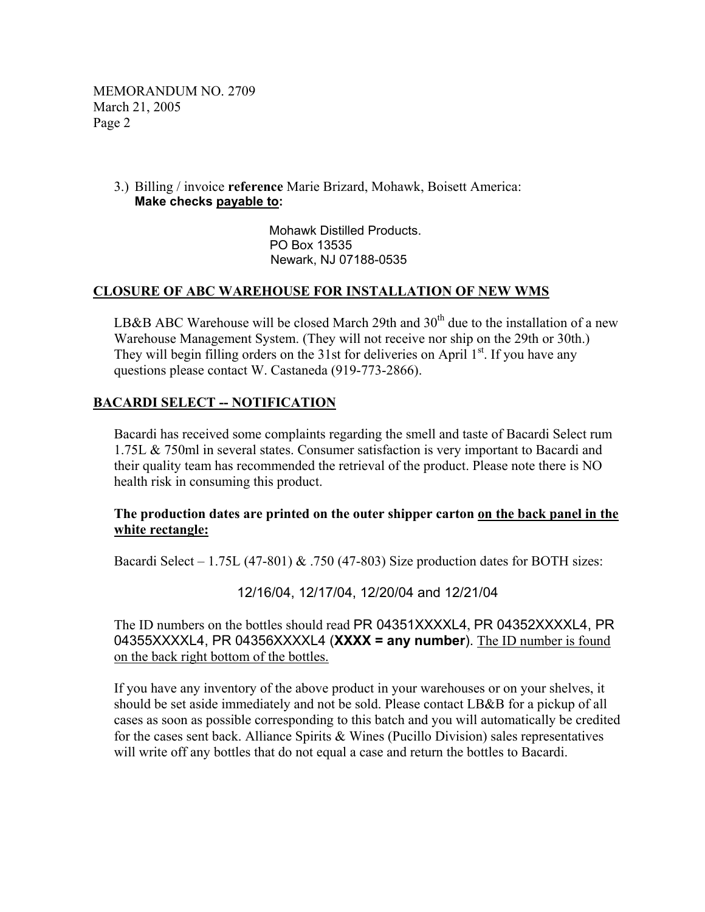3.) Billing / invoice **reference** Marie Brizard, Mohawk, Boisett America:
**Make checks <u>payable to</u>:**

Mohawk Distilled Products.
PO Box 13535
Newark, NJ 07188-0535

## <u>CLOSURE OF ABC WAREHOUSE FOR INSTALLATION OF NEW WMS</u>

LB&B ABC Warehouse will be closed March 29th and 30th due to the installation of a new Warehouse Management System. (They will not receive nor ship on the 29th or 30th.) They will begin filling orders on the 31st for deliveries on April 1st. If you have any questions please contact W. Castaneda (919-773-2866).

## <u>BACARDI SELECT -- NOTIFICATION</u>

Bacardi has received some complaints regarding the smell and taste of Bacardi Select rum 1.75L & 750ml in several states. Consumer satisfaction is very important to Bacardi and their quality team has recommended the retrieval of the product. Please note there is NO health risk in consuming this product.

**The production dates are printed on the outer shipper carton <u>on the back panel in the white rectangle:</u>**

Bacardi Select – 1.75L (47-801) & .750 (47-803) Size production dates for BOTH sizes:

12/16/04, 12/17/04, 12/20/04 and 12/21/04

The ID numbers on the bottles should read PR 04351XXXXL4, PR 04352XXXXL4, PR 04355XXXXL4, PR 04356XXXXL4 (**XXXX = any number**). <u>The ID number is found on the back right bottom of the bottles.</u>

If you have any inventory of the above product in your warehouses or on your shelves, it should be set aside immediately and not be sold. Please contact LB&B for a pickup of all cases as soon as possible corresponding to this batch and you will automatically be credited for the cases sent back. Alliance Spirits & Wines (Pucillo Division) sales representatives will write off any bottles that do not equal a case and return the bottles to Bacardi.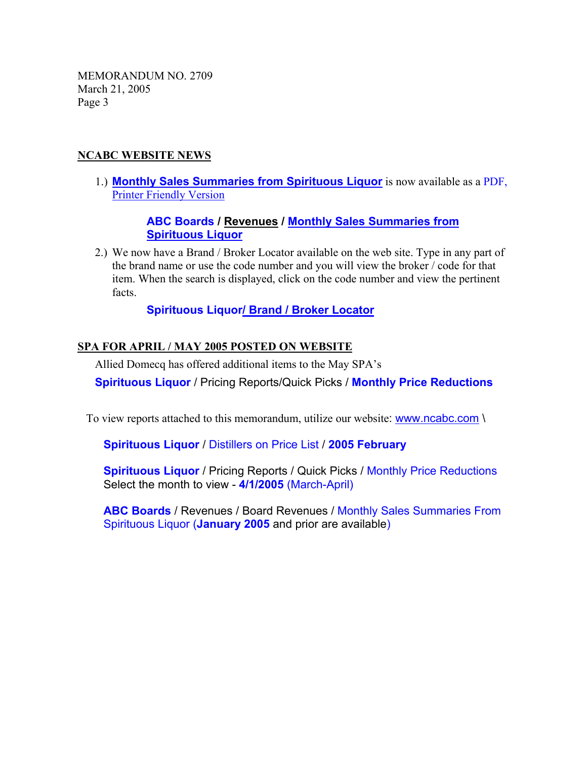**NCABC WEBSITE NEWS**

1.) **Monthly Sales Summaries from Spirituous Liquor** is now available as a PDF, Printer Friendly Version

    **ABC Boards / Revenues / Monthly Sales Summaries from Spirituous Liquor**

2.) We now have a Brand / Broker Locator available on the web site. Type in any part of the brand name or use the code number and you will view the broker / code for that item. When the search is displayed, click on the code number and view the pertinent facts.

    **Spirituous Liquor/ Brand / Broker Locator**

**SPA FOR APRIL / MAY 2005 POSTED ON WEBSITE**

Allied Domecq has offered additional items to the May SPA's

**Spirituous Liquor** / Pricing Reports/Quick Picks / **Monthly Price Reductions**

To view reports attached to this memorandum, utilize our website: www.ncabc.com \

**Spirituous Liquor** / Distillers on Price List / **2005 February**

**Spirituous Liquor** / Pricing Reports / Quick Picks / Monthly Price Reductions
Select the month to view - **4/1/2005** (March-April)

**ABC Boards** / Revenues / Board Revenues / Monthly Sales Summaries From Spirituous Liquor (**January 2005** and prior are available)